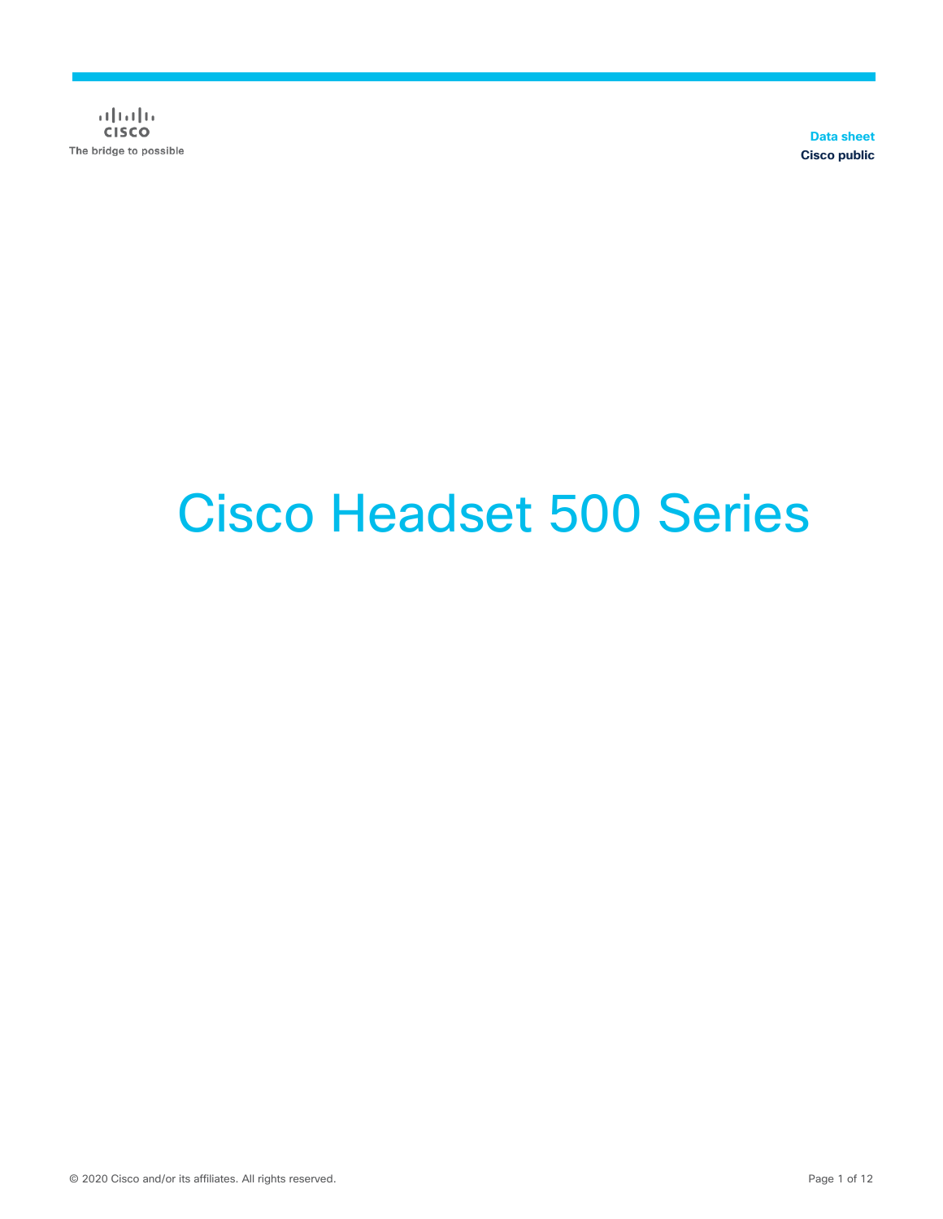Data sheet
Cisco public

# Cisco Headset 500 Series

© 2020 Cisco and/or its affiliates. All rights reserved.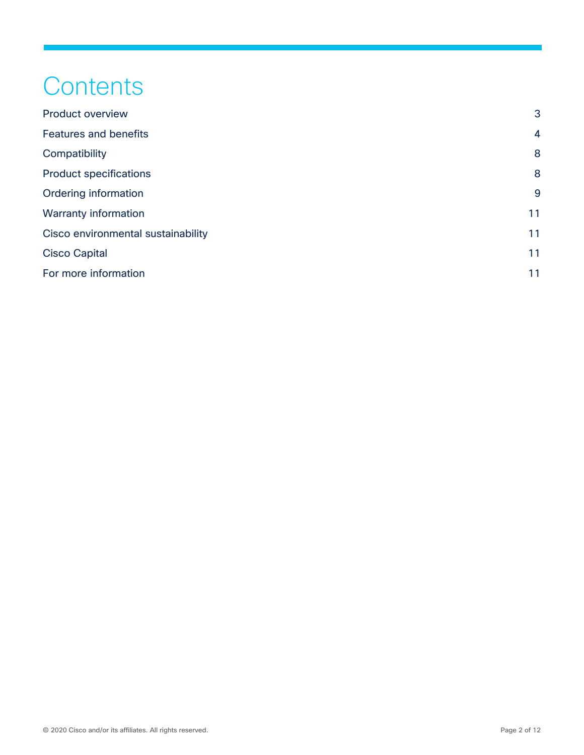# Contents

| | |
|---|---|
| Product overview | 3 |
| Features and benefits | 4 |
| Compatibility | 8 |
| Product specifications | 8 |
| Ordering information | 9 |
| Warranty information | 11 |
| Cisco environmental sustainability | 11 |
| Cisco Capital | 11 |
| For more information | 11 |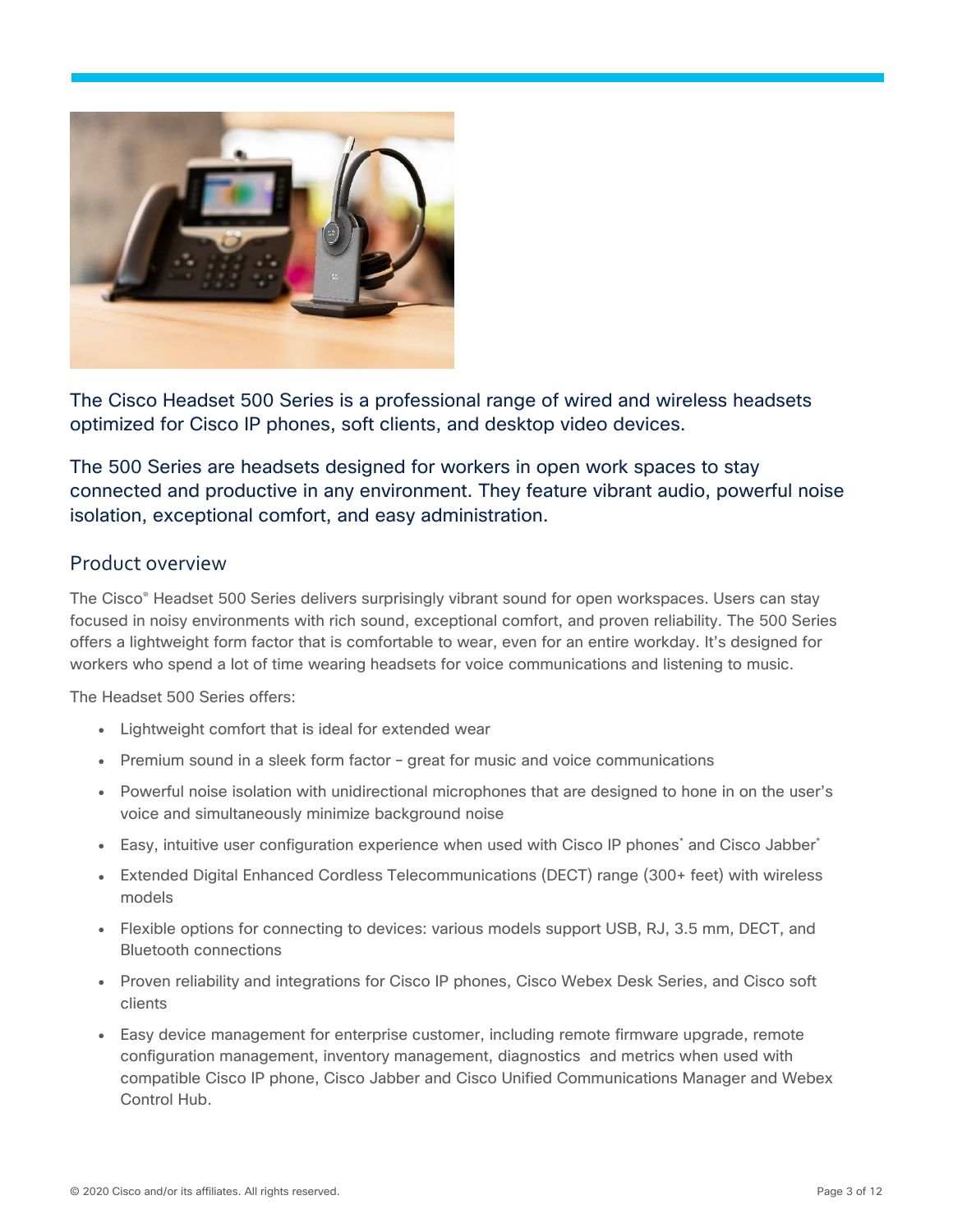The Cisco Headset 500 Series is a professional range of wired and wireless headsets optimized for Cisco IP phones, soft clients, and desktop video devices.

The 500 Series are headsets designed for workers in open work spaces to stay connected and productive in any environment. They feature vibrant audio, powerful noise isolation, exceptional comfort, and easy administration.

## Product overview

The Cisco® Headset 500 Series delivers surprisingly vibrant sound for open workspaces. Users can stay focused in noisy environments with rich sound, exceptional comfort, and proven reliability. The 500 Series offers a lightweight form factor that is comfortable to wear, even for an entire workday. It's designed for workers who spend a lot of time wearing headsets for voice communications and listening to music.

The Headset 500 Series offers:

- Lightweight comfort that is ideal for extended wear
- Premium sound in a sleek form factor – great for music and voice communications
- Powerful noise isolation with unidirectional microphones that are designed to hone in on the user's voice and simultaneously minimize background noise
- Easy, intuitive user configuration experience when used with Cisco IP phones* and Cisco Jabber*
- Extended Digital Enhanced Cordless Telecommunications (DECT) range (300+ feet) with wireless models
- Flexible options for connecting to devices: various models support USB, RJ, 3.5 mm, DECT, and Bluetooth connections
- Proven reliability and integrations for Cisco IP phones, Cisco Webex Desk Series, and Cisco soft clients
- Easy device management for enterprise customer, including remote firmware upgrade, remote configuration management, inventory management, diagnostics and metrics when used with compatible Cisco IP phone, Cisco Jabber and Cisco Unified Communications Manager and Webex Control Hub.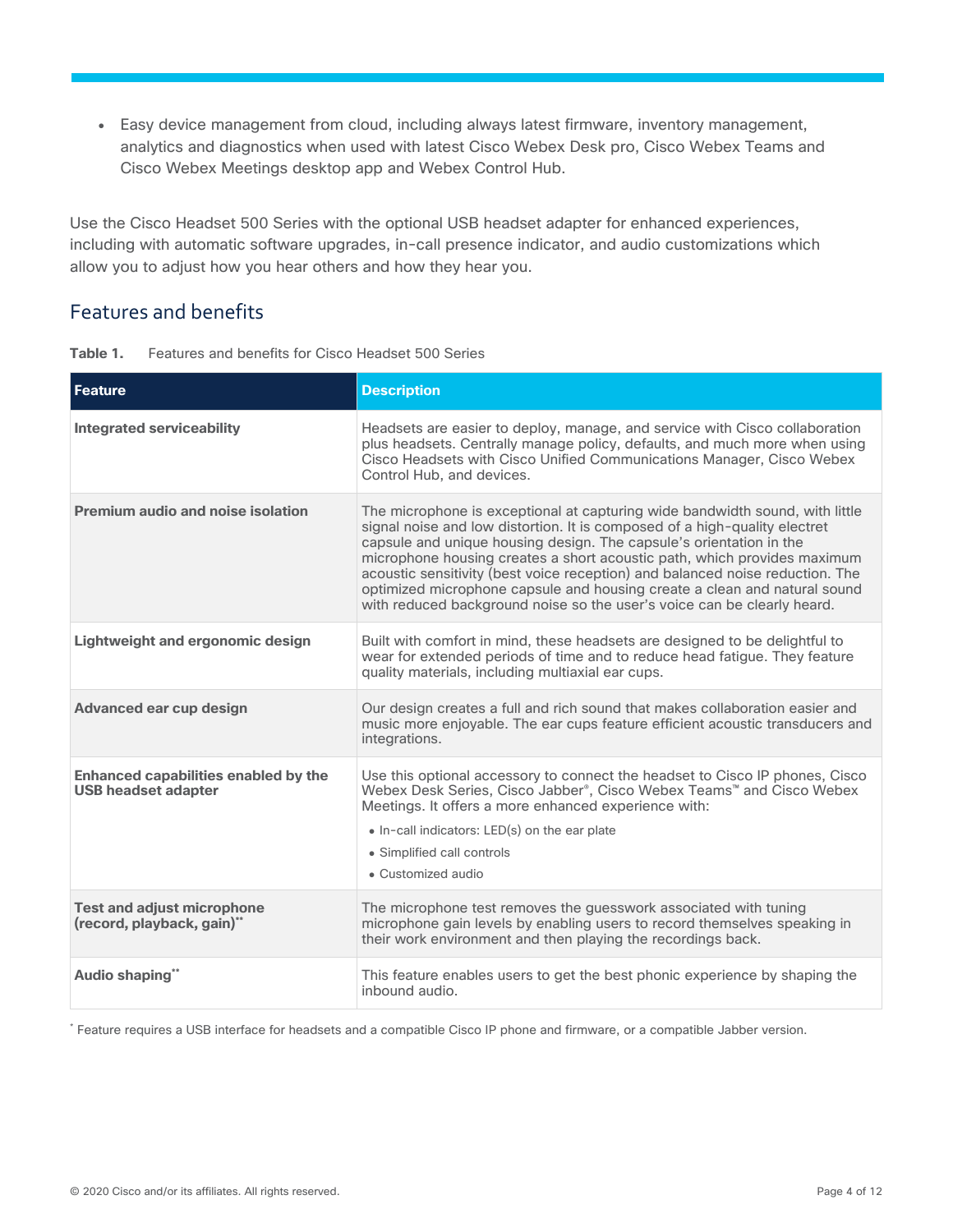- Easy device management from cloud, including always latest firmware, inventory management, analytics and diagnostics when used with latest Cisco Webex Desk pro, Cisco Webex Teams and Cisco Webex Meetings desktop app and Webex Control Hub.

Use the Cisco Headset 500 Series with the optional USB headset adapter for enhanced experiences, including with automatic software upgrades, in-call presence indicator, and audio customizations which allow you to adjust how you hear others and how they hear you.

## Features and benefits

**Table 1.** Features and benefits for Cisco Headset 500 Series

| Feature | Description |
|---|---|
| **Integrated serviceability** | Headsets are easier to deploy, manage, and service with Cisco collaboration plus headsets. Centrally manage policy, defaults, and much more when using Cisco Headsets with Cisco Unified Communications Manager, Cisco Webex Control Hub, and devices. |
| **Premium audio and noise isolation** | The microphone is exceptional at capturing wide bandwidth sound, with little signal noise and low distortion. It is composed of a high-quality electret capsule and unique housing design. The capsule's orientation in the microphone housing creates a short acoustic path, which provides maximum acoustic sensitivity (best voice reception) and balanced noise reduction. The optimized microphone capsule and housing create a clean and natural sound with reduced background noise so the user's voice can be clearly heard. |
| **Lightweight and ergonomic design** | Built with comfort in mind, these headsets are designed to be delightful to wear for extended periods of time and to reduce head fatigue. They feature quality materials, including multiaxial ear cups. |
| **Advanced ear cup design** | Our design creates a full and rich sound that makes collaboration easier and music more enjoyable. The ear cups feature efficient acoustic transducers and integrations. |
| **Enhanced capabilities enabled by the USB headset adapter** | Use this optional accessory to connect the headset to Cisco IP phones, Cisco Webex Desk Series, Cisco Jabber®, Cisco Webex Teams™ and Cisco Webex Meetings. It offers a more enhanced experience with:<br>• In-call indicators: LED(s) on the ear plate<br>• Simplified call controls<br>• Customized audio |
| **Test and adjust microphone (record, playback, gain)\*\*** | The microphone test removes the guesswork associated with tuning microphone gain levels by enabling users to record themselves speaking in their work environment and then playing the recordings back. |
| **Audio shaping\*\*** | This feature enables users to get the best phonic experience by shaping the inbound audio. |

\* Feature requires a USB interface for headsets and a compatible Cisco IP phone and firmware, or a compatible Jabber version.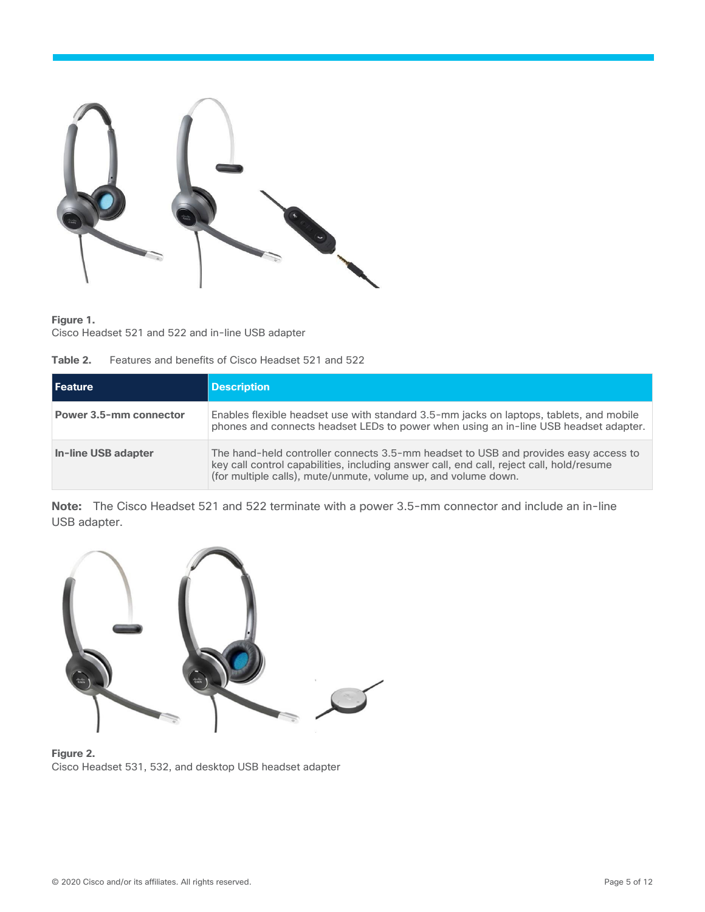**Figure 1.**
Cisco Headset 521 and 522 and in-line USB adapter

**Table 2.** Features and benefits of Cisco Headset 521 and 522

| Feature | Description |
| --- | --- |
| **Power 3.5-mm connector** | Enables flexible headset use with standard 3.5-mm jacks on laptops, tablets, and mobile phones and connects headset LEDs to power when using an in-line USB headset adapter. |
| **In-line USB adapter** | The hand-held controller connects 3.5-mm headset to USB and provides easy access to key call control capabilities, including answer call, end call, reject call, hold/resume (for multiple calls), mute/unmute, volume up, and volume down. |

**Note:** The Cisco Headset 521 and 522 terminate with a power 3.5-mm connector and include an in-line USB adapter.

**Figure 2.**
Cisco Headset 531, 532, and desktop USB headset adapter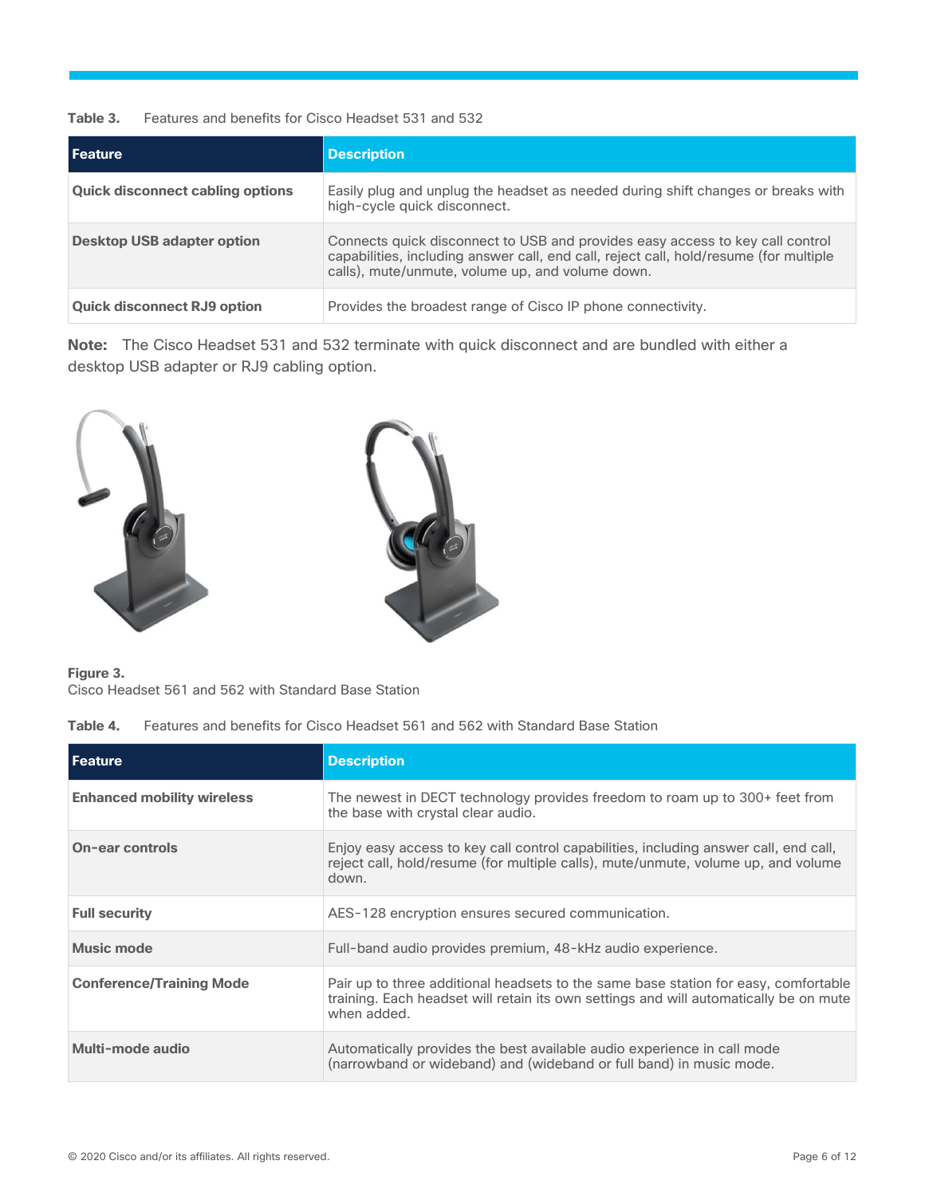**Table 3.** Features and benefits for Cisco Headset 531 and 532

| Feature | Description |
| --- | --- |
| **Quick disconnect cabling options** | Easily plug and unplug the headset as needed during shift changes or breaks with high-cycle quick disconnect. |
| **Desktop USB adapter option** | Connects quick disconnect to USB and provides easy access to key call control capabilities, including answer call, end call, reject call, hold/resume (for multiple calls), mute/unmute, volume up, and volume down. |
| **Quick disconnect RJ9 option** | Provides the broadest range of Cisco IP phone connectivity. |

**Note:** The Cisco Headset 531 and 532 terminate with quick disconnect and are bundled with either a desktop USB adapter or RJ9 cabling option.

**Figure 3.**
Cisco Headset 561 and 562 with Standard Base Station

**Table 4.** Features and benefits for Cisco Headset 561 and 562 with Standard Base Station

| Feature | Description |
| --- | --- |
| **Enhanced mobility wireless** | The newest in DECT technology provides freedom to roam up to 300+ feet from the base with crystal clear audio. |
| **On-ear controls** | Enjoy easy access to key call control capabilities, including answer call, end call, reject call, hold/resume (for multiple calls), mute/unmute, volume up, and volume down. |
| **Full security** | AES-128 encryption ensures secured communication. |
| **Music mode** | Full-band audio provides premium, 48-kHz audio experience. |
| **Conference/Training Mode** | Pair up to three additional headsets to the same base station for easy, comfortable training. Each headset will retain its own settings and will automatically be on mute when added. |
| **Multi-mode audio** | Automatically provides the best available audio experience in call mode (narrowband or wideband) and (wideband or full band) in music mode. |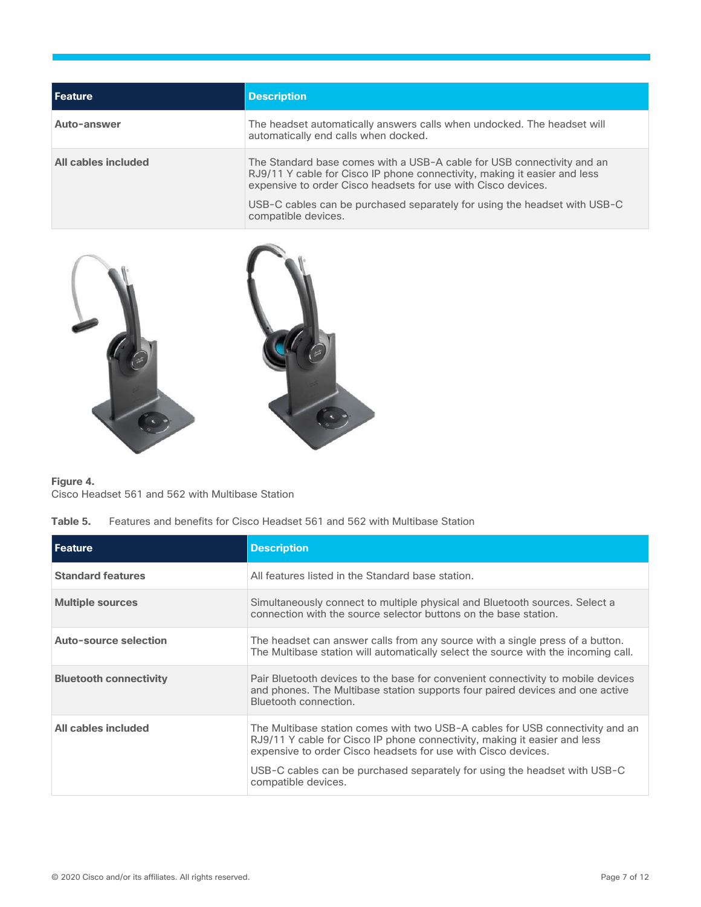| Feature | Description |
| --- | --- |
| **Auto-answer** | The headset automatically answers calls when undocked. The headset will automatically end calls when docked. |
| **All cables included** | The Standard base comes with a USB-A cable for USB connectivity and an RJ9/11 Y cable for Cisco IP phone connectivity, making it easier and less expensive to order Cisco headsets for use with Cisco devices.<br><br>USB-C cables can be purchased separately for using the headset with USB-C compatible devices. |

**Figure 4.**
Cisco Headset 561 and 562 with Multibase Station

**Table 5.** Features and benefits for Cisco Headset 561 and 562 with Multibase Station

| Feature | Description |
| --- | --- |
| **Standard features** | All features listed in the Standard base station. |
| **Multiple sources** | Simultaneously connect to multiple physical and Bluetooth sources. Select a connection with the source selector buttons on the base station. |
| **Auto-source selection** | The headset can answer calls from any source with a single press of a button. The Multibase station will automatically select the source with the incoming call. |
| **Bluetooth connectivity** | Pair Bluetooth devices to the base for convenient connectivity to mobile devices and phones. The Multibase station supports four paired devices and one active Bluetooth connection. |
| **All cables included** | The Multibase station comes with two USB-A cables for USB connectivity and an RJ9/11 Y cable for Cisco IP phone connectivity, making it easier and less expensive to order Cisco headsets for use with Cisco devices.<br><br>USB-C cables can be purchased separately for using the headset with USB-C compatible devices. |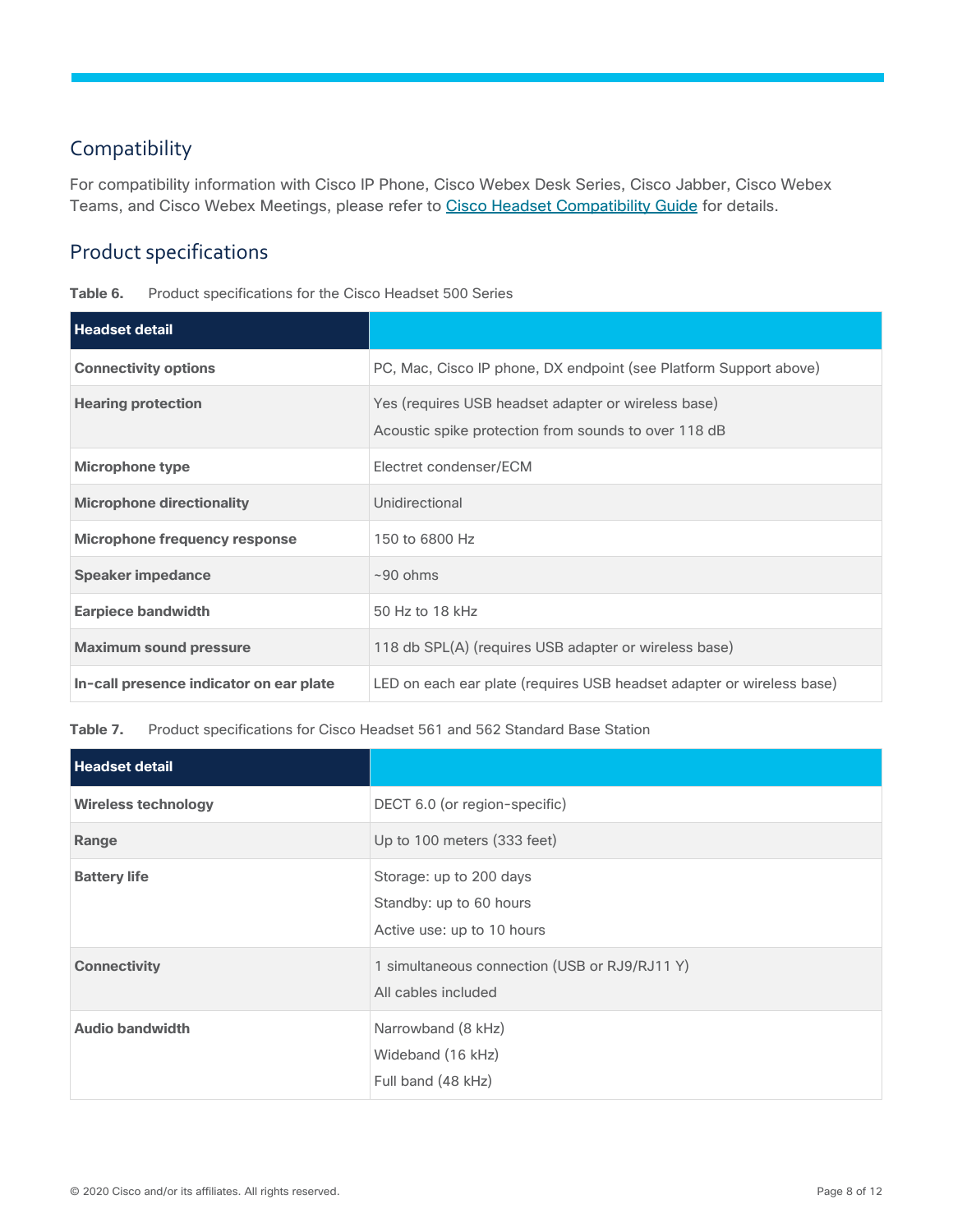## Compatibility

For compatibility information with Cisco IP Phone, Cisco Webex Desk Series, Cisco Jabber, Cisco Webex Teams, and Cisco Webex Meetings, please refer to Cisco Headset Compatibility Guide for details.

## Product specifications

**Table 6.** Product specifications for the Cisco Headset 500 Series

| **Headset detail** | |
|---|---|
| **Connectivity options** | PC, Mac, Cisco IP phone, DX endpoint (see Platform Support above) |
| **Hearing protection** | Yes (requires USB headset adapter or wireless base)<br>Acoustic spike protection from sounds to over 118 dB |
| **Microphone type** | Electret condenser/ECM |
| **Microphone directionality** | Unidirectional |
| **Microphone frequency response** | 150 to 6800 Hz |
| **Speaker impedance** | ~90 ohms |
| **Earpiece bandwidth** | 50 Hz to 18 kHz |
| **Maximum sound pressure** | 118 db SPL(A) (requires USB adapter or wireless base) |
| **In-call presence indicator on ear plate** | LED on each ear plate (requires USB headset adapter or wireless base) |

**Table 7.** Product specifications for Cisco Headset 561 and 562 Standard Base Station

| **Headset detail** | |
|---|---|
| **Wireless technology** | DECT 6.0 (or region-specific) |
| **Range** | Up to 100 meters (333 feet) |
| **Battery life** | Storage: up to 200 days<br>Standby: up to 60 hours<br>Active use: up to 10 hours |
| **Connectivity** | 1 simultaneous connection (USB or RJ9/RJ11 Y)<br>All cables included |
| **Audio bandwidth** | Narrowband (8 kHz)<br>Wideband (16 kHz)<br>Full band (48 kHz) |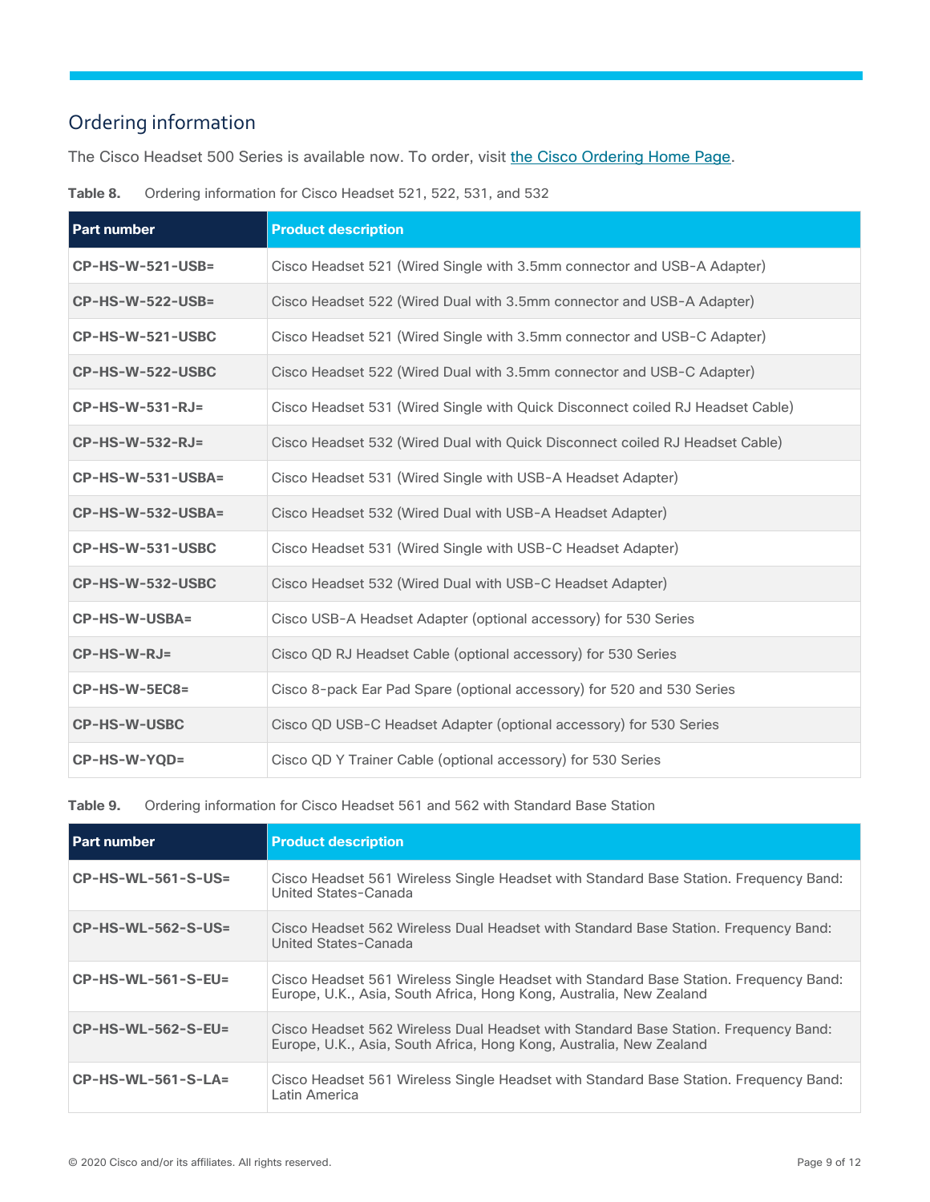## Ordering information

The Cisco Headset 500 Series is available now. To order, visit the Cisco Ordering Home Page.

**Table 8.** Ordering information for Cisco Headset 521, 522, 531, and 532

| Part number | Product description |
| --- | --- |
| **CP-HS-W-521-USB=** | Cisco Headset 521 (Wired Single with 3.5mm connector and USB-A Adapter) |
| **CP-HS-W-522-USB=** | Cisco Headset 522 (Wired Dual with 3.5mm connector and USB-A Adapter) |
| **CP-HS-W-521-USBC** | Cisco Headset 521 (Wired Single with 3.5mm connector and USB-C Adapter) |
| **CP-HS-W-522-USBC** | Cisco Headset 522 (Wired Dual with 3.5mm connector and USB-C Adapter) |
| **CP-HS-W-531-RJ=** | Cisco Headset 531 (Wired Single with Quick Disconnect coiled RJ Headset Cable) |
| **CP-HS-W-532-RJ=** | Cisco Headset 532 (Wired Dual with Quick Disconnect coiled RJ Headset Cable) |
| **CP-HS-W-531-USBA=** | Cisco Headset 531 (Wired Single with USB-A Headset Adapter) |
| **CP-HS-W-532-USBA=** | Cisco Headset 532 (Wired Dual with USB-A Headset Adapter) |
| **CP-HS-W-531-USBC** | Cisco Headset 531 (Wired Single with USB-C Headset Adapter) |
| **CP-HS-W-532-USBC** | Cisco Headset 532 (Wired Dual with USB-C Headset Adapter) |
| **CP-HS-W-USBA=** | Cisco USB-A Headset Adapter (optional accessory) for 530 Series |
| **CP-HS-W-RJ=** | Cisco QD RJ Headset Cable (optional accessory) for 530 Series |
| **CP-HS-W-5EC8=** | Cisco 8-pack Ear Pad Spare (optional accessory) for 520 and 530 Series |
| **CP-HS-W-USBC** | Cisco QD USB-C Headset Adapter (optional accessory) for 530 Series |
| **CP-HS-W-YQD=** | Cisco QD Y Trainer Cable (optional accessory) for 530 Series |

**Table 9.** Ordering information for Cisco Headset 561 and 562 with Standard Base Station

| Part number | Product description |
| --- | --- |
| **CP-HS-WL-561-S-US=** | Cisco Headset 561 Wireless Single Headset with Standard Base Station. Frequency Band: United States-Canada |
| **CP-HS-WL-562-S-US=** | Cisco Headset 562 Wireless Dual Headset with Standard Base Station. Frequency Band: United States-Canada |
| **CP-HS-WL-561-S-EU=** | Cisco Headset 561 Wireless Single Headset with Standard Base Station. Frequency Band: Europe, U.K., Asia, South Africa, Hong Kong, Australia, New Zealand |
| **CP-HS-WL-562-S-EU=** | Cisco Headset 562 Wireless Dual Headset with Standard Base Station. Frequency Band: Europe, U.K., Asia, South Africa, Hong Kong, Australia, New Zealand |
| **CP-HS-WL-561-S-LA=** | Cisco Headset 561 Wireless Single Headset with Standard Base Station. Frequency Band: Latin America |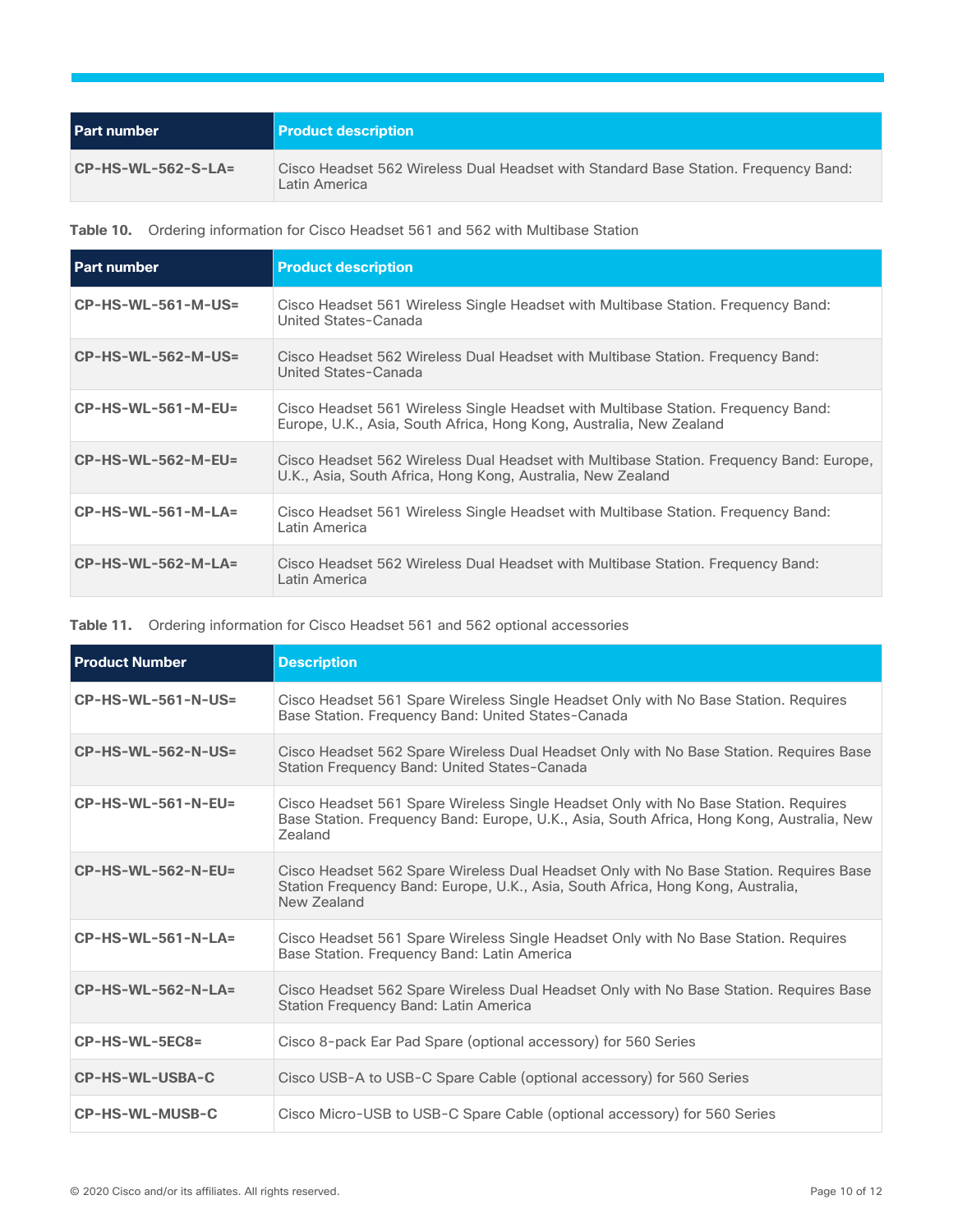| Part number | Product description |
| --- | --- |
| **CP-HS-WL-562-S-LA=** | Cisco Headset 562 Wireless Dual Headset with Standard Base Station. Frequency Band: Latin America |

**Table 10.** Ordering information for Cisco Headset 561 and 562 with Multibase Station

| Part number | Product description |
| --- | --- |
| **CP-HS-WL-561-M-US=** | Cisco Headset 561 Wireless Single Headset with Multibase Station. Frequency Band: United States-Canada |
| **CP-HS-WL-562-M-US=** | Cisco Headset 562 Wireless Dual Headset with Multibase Station. Frequency Band: United States-Canada |
| **CP-HS-WL-561-M-EU=** | Cisco Headset 561 Wireless Single Headset with Multibase Station. Frequency Band: Europe, U.K., Asia, South Africa, Hong Kong, Australia, New Zealand |
| **CP-HS-WL-562-M-EU=** | Cisco Headset 562 Wireless Dual Headset with Multibase Station. Frequency Band: Europe, U.K., Asia, South Africa, Hong Kong, Australia, New Zealand |
| **CP-HS-WL-561-M-LA=** | Cisco Headset 561 Wireless Single Headset with Multibase Station. Frequency Band: Latin America |
| **CP-HS-WL-562-M-LA=** | Cisco Headset 562 Wireless Dual Headset with Multibase Station. Frequency Band: Latin America |

**Table 11.** Ordering information for Cisco Headset 561 and 562 optional accessories

| Product Number | Description |
| --- | --- |
| **CP-HS-WL-561-N-US=** | Cisco Headset 561 Spare Wireless Single Headset Only with No Base Station. Requires Base Station. Frequency Band: United States-Canada |
| **CP-HS-WL-562-N-US=** | Cisco Headset 562 Spare Wireless Dual Headset Only with No Base Station. Requires Base Station Frequency Band: United States-Canada |
| **CP-HS-WL-561-N-EU=** | Cisco Headset 561 Spare Wireless Single Headset Only with No Base Station. Requires Base Station. Frequency Band: Europe, U.K., Asia, South Africa, Hong Kong, Australia, New Zealand |
| **CP-HS-WL-562-N-EU=** | Cisco Headset 562 Spare Wireless Dual Headset Only with No Base Station. Requires Base Station Frequency Band: Europe, U.K., Asia, South Africa, Hong Kong, Australia, New Zealand |
| **CP-HS-WL-561-N-LA=** | Cisco Headset 561 Spare Wireless Single Headset Only with No Base Station. Requires Base Station. Frequency Band: Latin America |
| **CP-HS-WL-562-N-LA=** | Cisco Headset 562 Spare Wireless Dual Headset Only with No Base Station. Requires Base Station Frequency Band: Latin America |
| **CP-HS-WL-5EC8=** | Cisco 8-pack Ear Pad Spare (optional accessory) for 560 Series |
| **CP-HS-WL-USBA-C** | Cisco USB-A to USB-C Spare Cable (optional accessory) for 560 Series |
| **CP-HS-WL-MUSB-C** | Cisco Micro-USB to USB-C Spare Cable (optional accessory) for 560 Series |

© 2020 Cisco and/or its affiliates. All rights reserved.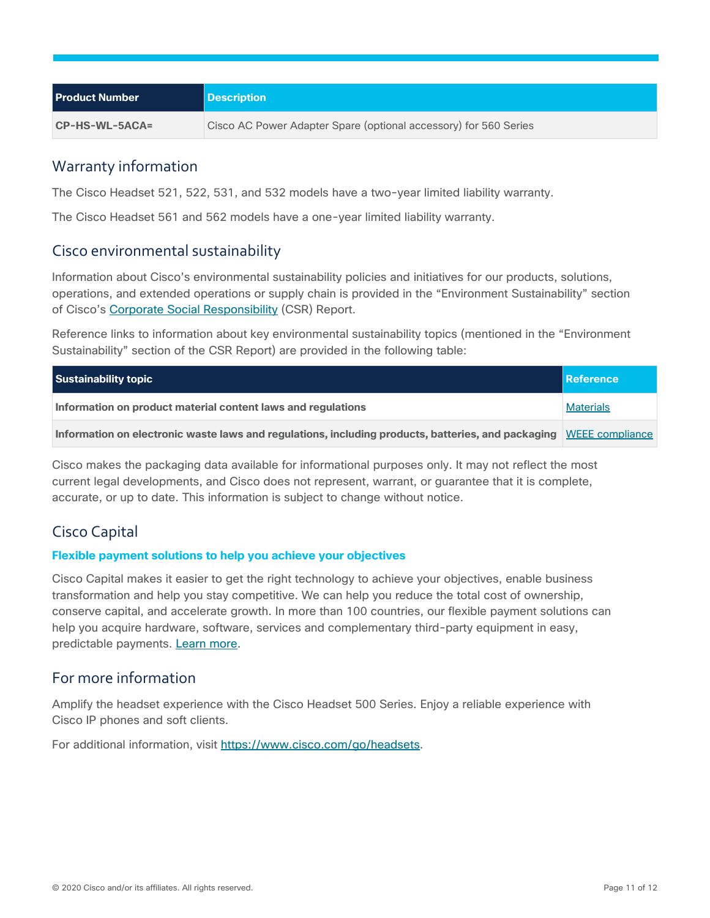| Product Number | Description |
| --- | --- |
| **CP-HS-WL-5ACA=** | Cisco AC Power Adapter Spare (optional accessory) for 560 Series |

## Warranty information

The Cisco Headset 521, 522, 531, and 532 models have a two-year limited liability warranty.

The Cisco Headset 561 and 562 models have a one-year limited liability warranty.

## Cisco environmental sustainability

Information about Cisco's environmental sustainability policies and initiatives for our products, solutions, operations, and extended operations or supply chain is provided in the "Environment Sustainability" section of Cisco's Corporate Social Responsibility (CSR) Report.

Reference links to information about key environmental sustainability topics (mentioned in the "Environment Sustainability" section of the CSR Report) are provided in the following table:

| Sustainability topic | Reference |
| --- | --- |
| **Information on product material content laws and regulations** | Materials |
| **Information on electronic waste laws and regulations, including products, batteries, and packaging** | WEEE compliance |

Cisco makes the packaging data available for informational purposes only. It may not reflect the most current legal developments, and Cisco does not represent, warrant, or guarantee that it is complete, accurate, or up to date. This information is subject to change without notice.

## Cisco Capital

### Flexible payment solutions to help you achieve your objectives

Cisco Capital makes it easier to get the right technology to achieve your objectives, enable business transformation and help you stay competitive. We can help you reduce the total cost of ownership, conserve capital, and accelerate growth. In more than 100 countries, our flexible payment solutions can help you acquire hardware, software, services and complementary third-party equipment in easy, predictable payments. Learn more.

## For more information

Amplify the headset experience with the Cisco Headset 500 Series. Enjoy a reliable experience with Cisco IP phones and soft clients.

For additional information, visit https://www.cisco.com/go/headsets.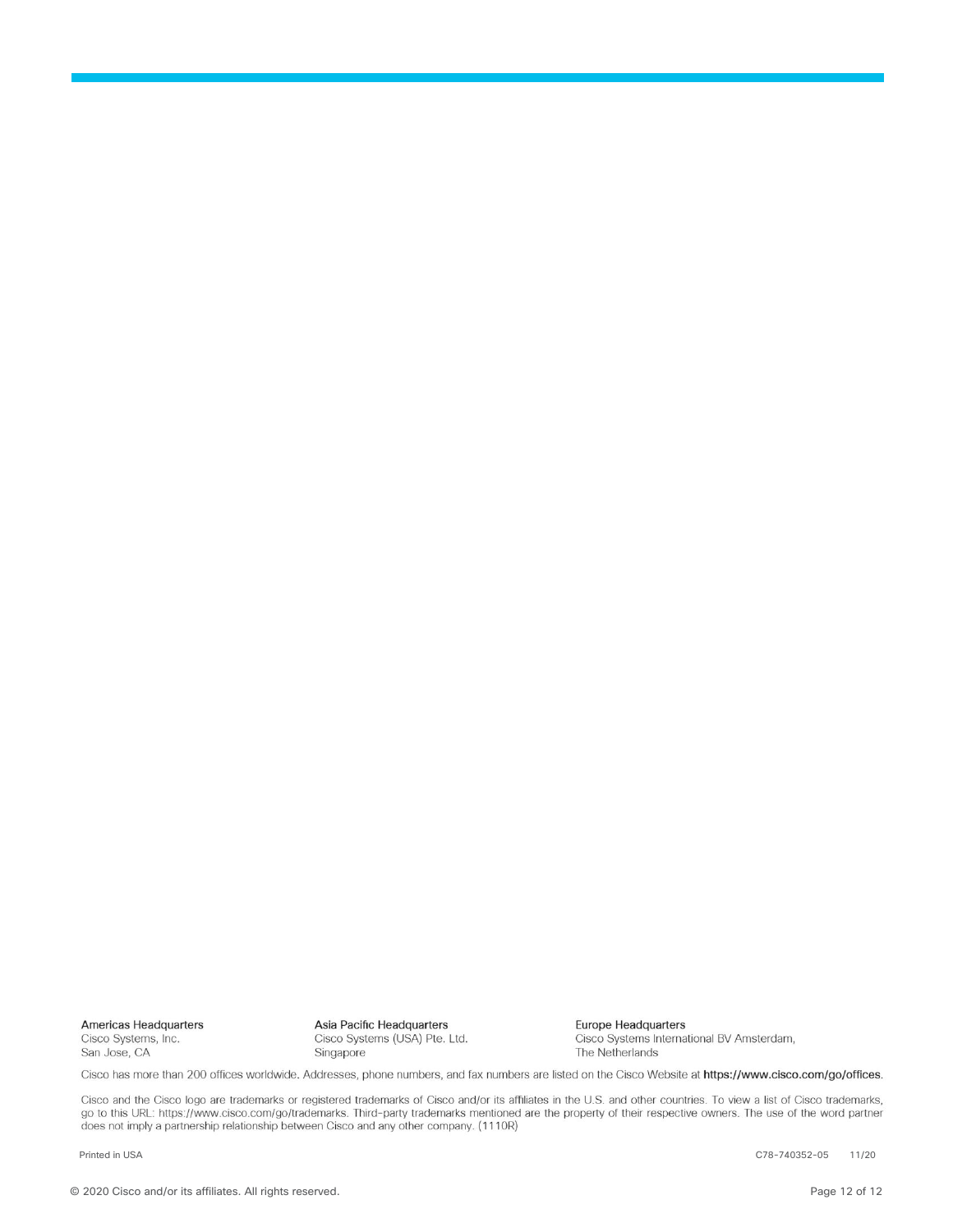**Americas Headquarters**
Cisco Systems, Inc.
San Jose, CA

**Asia Pacific Headquarters**
Cisco Systems (USA) Pte. Ltd.
Singapore

**Europe Headquarters**
Cisco Systems International BV Amsterdam,
The Netherlands

Cisco has more than 200 offices worldwide. Addresses, phone numbers, and fax numbers are listed on the Cisco Website at **https://www.cisco.com/go/offices**.

Cisco and the Cisco logo are trademarks or registered trademarks of Cisco and/or its affiliates in the U.S. and other countries. To view a list of Cisco trademarks, go to this URL: https://www.cisco.com/go/trademarks. Third-party trademarks mentioned are the property of their respective owners. The use of the word partner does not imply a partnership relationship between Cisco and any other company. (1110R)

Printed in USA C78-740352-05 11/20

© 2020 Cisco and/or its affiliates. All rights reserved.